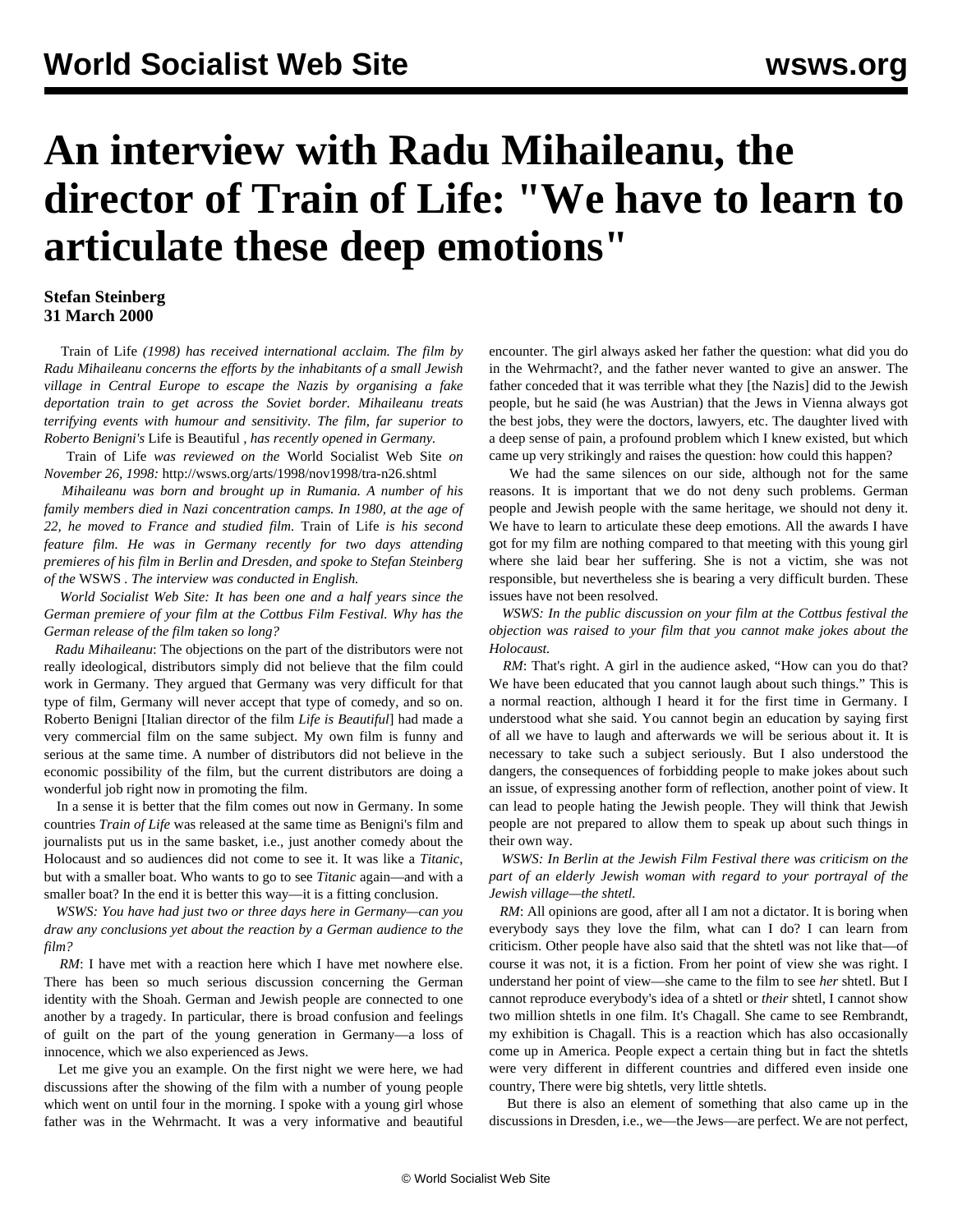# An interview with Radu Mihaileanu, the director of Train of Life: "We have to learn to articulate these deep emotions"

**Stefan Steinberg**
**31 March 2000**

*Train of Life (1998) has received international acclaim. The film by Radu Mihaileanu concerns the efforts by the inhabitants of a small Jewish village in Central Europe to escape the Nazis by organising a fake deportation train to get across the Soviet border. Mihaileanu treats terrifying events with humour and sensitivity. The film, far superior to Roberto Benigni's* Life is Beautiful *, has recently opened in Germany.*

Train of Life *was reviewed on the* World Socialist Web Site *on November 26, 1998:* http://wsws.org/arts/1998/nov1998/tra-n26.shtml

*Mihaileanu was born and brought up in Rumania. A number of his family members died in Nazi concentration camps. In 1980, at the age of 22, he moved to France and studied film.* Train of Life *is his second feature film. He was in Germany recently for two days attending premieres of his film in Berlin and Dresden, and spoke to Stefan Steinberg of the* WSWS *. The interview was conducted in English.*

*World Socialist Web Site: It has been one and a half years since the German premiere of your film at the Cottbus Film Festival. Why has the German release of the film taken so long?*

*Radu Mihaileanu*: The objections on the part of the distributors were not really ideological, distributors simply did not believe that the film could work in Germany. They argued that Germany was very difficult for that type of film, Germany will never accept that type of comedy, and so on. Roberto Benigni [Italian director of the film *Life is Beautiful*] had made a very commercial film on the same subject. My own film is funny and serious at the same time. A number of distributors did not believe in the economic possibility of the film, but the current distributors are doing a wonderful job right now in promoting the film.

In a sense it is better that the film comes out now in Germany. In some countries *Train of Life* was released at the same time as Benigni's film and journalists put us in the same basket, i.e., just another comedy about the Holocaust and so audiences did not come to see it. It was like a *Titanic*, but with a smaller boat. Who wants to go to see *Titanic* again—and with a smaller boat? In the end it is better this way—it is a fitting conclusion.

*WSWS: You have had just two or three days here in Germany—can you draw any conclusions yet about the reaction by a German audience to the film?*

*RM*: I have met with a reaction here which I have met nowhere else. There has been so much serious discussion concerning the German identity with the Shoah. German and Jewish people are connected to one another by a tragedy. In particular, there is broad confusion and feelings of guilt on the part of the young generation in Germany—a loss of innocence, which we also experienced as Jews.

Let me give you an example. On the first night we were here, we had discussions after the showing of the film with a number of young people which went on until four in the morning. I spoke with a young girl whose father was in the Wehrmacht. It was a very informative and beautiful encounter. The girl always asked her father the question: what did you do in the Wehrmacht?, and the father never wanted to give an answer. The father conceded that it was terrible what they [the Nazis] did to the Jewish people, but he said (he was Austrian) that the Jews in Vienna always got the best jobs, they were the doctors, lawyers, etc. The daughter lived with a deep sense of pain, a profound problem which I knew existed, but which came up very strikingly and raises the question: how could this happen?

We had the same silences on our side, although not for the same reasons. It is important that we do not deny such problems. German people and Jewish people with the same heritage, we should not deny it. We have to learn to articulate these deep emotions. All the awards I have got for my film are nothing compared to that meeting with this young girl where she laid bear her suffering. She is not a victim, she was not responsible, but nevertheless she is bearing a very difficult burden. These issues have not been resolved.

*WSWS: In the public discussion on your film at the Cottbus festival the objection was raised to your film that you cannot make jokes about the Holocaust.*

*RM*: That's right. A girl in the audience asked, "How can you do that? We have been educated that you cannot laugh about such things." This is a normal reaction, although I heard it for the first time in Germany. I understood what she said. You cannot begin an education by saying first of all we have to laugh and afterwards we will be serious about it. It is necessary to take such a subject seriously. But I also understood the dangers, the consequences of forbidding people to make jokes about such an issue, of expressing another form of reflection, another point of view. It can lead to people hating the Jewish people. They will think that Jewish people are not prepared to allow them to speak up about such things in their own way.

*WSWS: In Berlin at the Jewish Film Festival there was criticism on the part of an elderly Jewish woman with regard to your portrayal of the Jewish village—the shtetl.*

*RM*: All opinions are good, after all I am not a dictator. It is boring when everybody says they love the film, what can I do? I can learn from criticism. Other people have also said that the shtetl was not like that—of course it was not, it is a fiction. From her point of view she was right. I understand her point of view—she came to the film to see *her* shtetl. But I cannot reproduce everybody's idea of a shtetl or *their* shtetl, I cannot show two million shtetls in one film. It's Chagall. She came to see Rembrandt, my exhibition is Chagall. This is a reaction which has also occasionally come up in America. People expect a certain thing but in fact the shtetls were very different in different countries and differed even inside one country, There were big shtetls, very little shtetls.

But there is also an element of something that also came up in the discussions in Dresden, i.e., we—the Jews—are perfect. We are not perfect,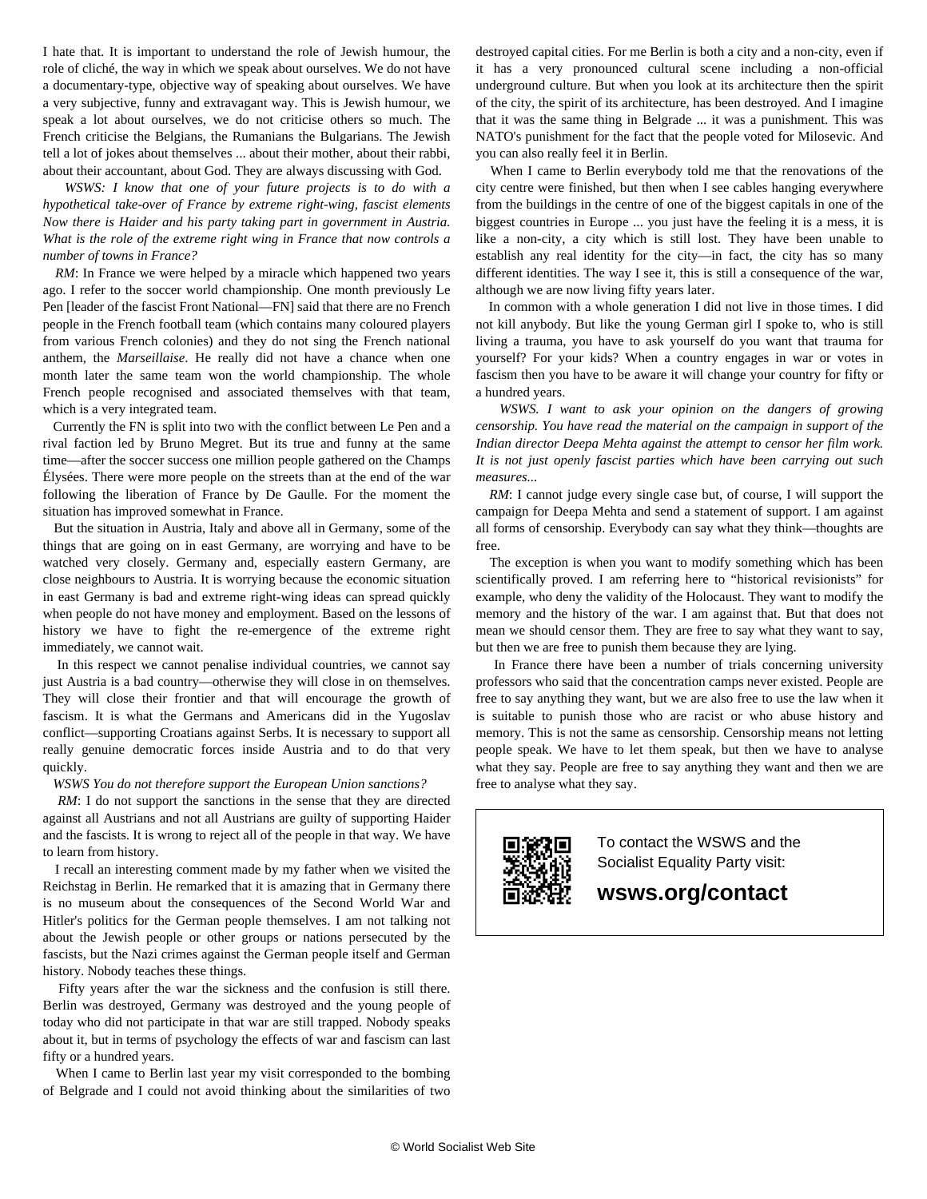I hate that. It is important to understand the role of Jewish humour, the role of cliché, the way in which we speak about ourselves. We do not have a documentary-type, objective way of speaking about ourselves. We have a very subjective, funny and extravagant way. This is Jewish humour, we speak a lot about ourselves, we do not criticise others so much. The French criticise the Belgians, the Rumanians the Bulgarians. The Jewish tell a lot of jokes about themselves ... about their mother, about their rabbi, about their accountant, about God. They are always discussing with God.

*WSWS: I know that one of your future projects is to do with a hypothetical take-over of France by extreme right-wing, fascist elements Now there is Haider and his party taking part in government in Austria. What is the role of the extreme right wing in France that now controls a number of towns in France?*

*RM*: In France we were helped by a miracle which happened two years ago. I refer to the soccer world championship. One month previously Le Pen [leader of the fascist Front National—FN] said that there are no French people in the French football team (which contains many coloured players from various French colonies) and they do not sing the French national anthem, the *Marseillaise*. He really did not have a chance when one month later the same team won the world championship. The whole French people recognised and associated themselves with that team, which is a very integrated team.

Currently the FN is split into two with the conflict between Le Pen and a rival faction led by Bruno Megret. But its true and funny at the same time—after the soccer success one million people gathered on the Champs Élysées. There were more people on the streets than at the end of the war following the liberation of France by De Gaulle. For the moment the situation has improved somewhat in France.

But the situation in Austria, Italy and above all in Germany, some of the things that are going on in east Germany, are worrying and have to be watched very closely. Germany and, especially eastern Germany, are close neighbours to Austria. It is worrying because the economic situation in east Germany is bad and extreme right-wing ideas can spread quickly when people do not have money and employment. Based on the lessons of history we have to fight the re-emergence of the extreme right immediately, we cannot wait.

In this respect we cannot penalise individual countries, we cannot say just Austria is a bad country—otherwise they will close in on themselves. They will close their frontier and that will encourage the growth of fascism. It is what the Germans and Americans did in the Yugoslav conflict—supporting Croatians against Serbs. It is necessary to support all really genuine democratic forces inside Austria and to do that very quickly.

*WSWS You do not therefore support the European Union sanctions?*

*RM*: I do not support the sanctions in the sense that they are directed against all Austrians and not all Austrians are guilty of supporting Haider and the fascists. It is wrong to reject all of the people in that way. We have to learn from history.

I recall an interesting comment made by my father when we visited the Reichstag in Berlin. He remarked that it is amazing that in Germany there is no museum about the consequences of the Second World War and Hitler's politics for the German people themselves. I am not talking not about the Jewish people or other groups or nations persecuted by the fascists, but the Nazi crimes against the German people itself and German history. Nobody teaches these things.

Fifty years after the war the sickness and the confusion is still there. Berlin was destroyed, Germany was destroyed and the young people of today who did not participate in that war are still trapped. Nobody speaks about it, but in terms of psychology the effects of war and fascism can last fifty or a hundred years.

When I came to Berlin last year my visit corresponded to the bombing of Belgrade and I could not avoid thinking about the similarities of two destroyed capital cities. For me Berlin is both a city and a non-city, even if it has a very pronounced cultural scene including a non-official underground culture. But when you look at its architecture then the spirit of the city, the spirit of its architecture, has been destroyed. And I imagine that it was the same thing in Belgrade ... it was a punishment. This was NATO's punishment for the fact that the people voted for Milosevic. And you can also really feel it in Berlin.

When I came to Berlin everybody told me that the renovations of the city centre were finished, but then when I see cables hanging everywhere from the buildings in the centre of one of the biggest capitals in one of the biggest countries in Europe ... you just have the feeling it is a mess, it is like a non-city, a city which is still lost. They have been unable to establish any real identity for the city—in fact, the city has so many different identities. The way I see it, this is still a consequence of the war, although we are now living fifty years later.

In common with a whole generation I did not live in those times. I did not kill anybody. But like the young German girl I spoke to, who is still living a trauma, you have to ask yourself do you want that trauma for yourself? For your kids? When a country engages in war or votes in fascism then you have to be aware it will change your country for fifty or a hundred years.

*WSWS. I want to ask your opinion on the dangers of growing censorship. You have read the material on the campaign in support of the Indian director Deepa Mehta against the attempt to censor her film work. It is not just openly fascist parties which have been carrying out such measures...*

*RM*: I cannot judge every single case but, of course, I will support the campaign for Deepa Mehta and send a statement of support. I am against all forms of censorship. Everybody can say what they think—thoughts are free.

The exception is when you want to modify something which has been scientifically proved. I am referring here to "historical revisionists" for example, who deny the validity of the Holocaust. They want to modify the memory and the history of the war. I am against that. But that does not mean we should censor them. They are free to say what they want to say, but then we are free to punish them because they are lying.

In France there have been a number of trials concerning university professors who said that the concentration camps never existed. People are free to say anything they want, but we are also free to use the law when it is suitable to punish those who are racist or who abuse history and memory. This is not the same as censorship. Censorship means not letting people speak. We have to let them speak, but then we have to analyse what they say. People are free to say anything they want and then we are free to analyse what they say.

To contact the WSWS and the Socialist Equality Party visit:

**wsws.org/contact**